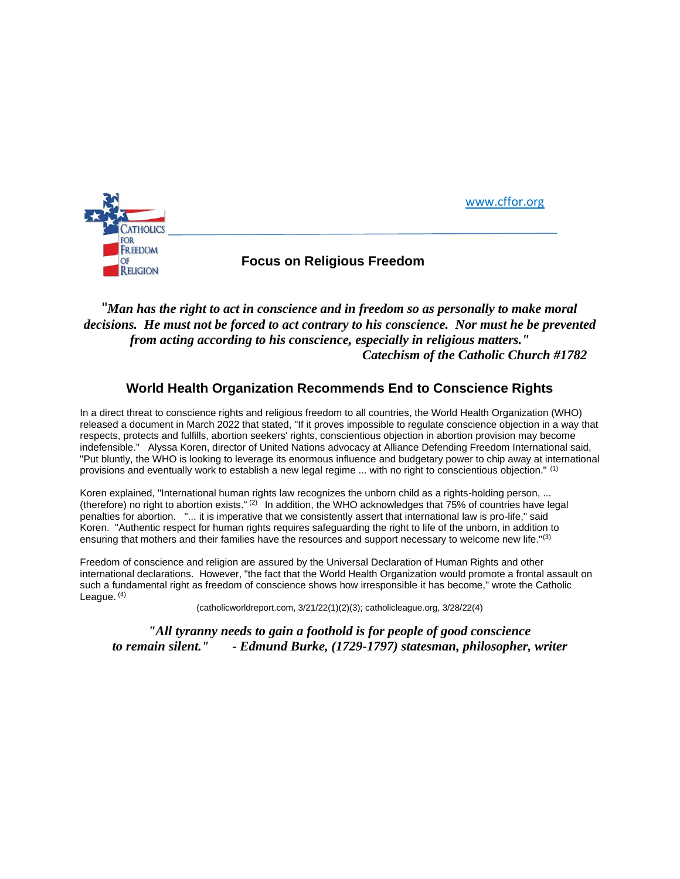Catholics for Freedom of Religion

www.cffor.org

**Focus on Religious Freedom**

*"Man has the right to act in conscience and in freedom so as personally to make moral decisions. He must not be forced to act contrary to his conscience. Nor must he be prevented from acting according to his conscience, especially in religious matters."*
*Catechism of the Catholic Church #1782*

## World Health Organization Recommends End to Conscience Rights

In a direct threat to conscience rights and religious freedom to all countries, the World Health Organization (WHO) released a document in March 2022 that stated, "If it proves impossible to regulate conscience objection in a way that respects, protects and fulfills, abortion seekers' rights, conscientious objection in abortion provision may become indefensible." Alyssa Koren, director of United Nations advocacy at Alliance Defending Freedom International said, "Put bluntly, the WHO is looking to leverage its enormous influence and budgetary power to chip away at international provisions and eventually work to establish a new legal regime ... with no right to conscientious objection." (1)

Koren explained, "International human rights law recognizes the unborn child as a rights-holding person, ... (therefore) no right to abortion exists." (2) In addition, the WHO acknowledges that 75% of countries have legal penalties for abortion. "... it is imperative that we consistently assert that international law is pro-life," said Koren. "Authentic respect for human rights requires safeguarding the right to life of the unborn, in addition to ensuring that mothers and their families have the resources and support necessary to welcome new life."(3)

Freedom of conscience and religion are assured by the Universal Declaration of Human Rights and other international declarations. However, "the fact that the World Health Organization would promote a frontal assault on such a fundamental right as freedom of conscience shows how irresponsible it has become," wrote the Catholic League. (4)

(catholicworldreport.com, 3/21/22(1)(2)(3); catholicleague.org, 3/28/22(4)

*"All tyranny needs to gain a foothold is for people of good conscience to remain silent." - Edmund Burke, (1729-1797) statesman, philosopher, writer*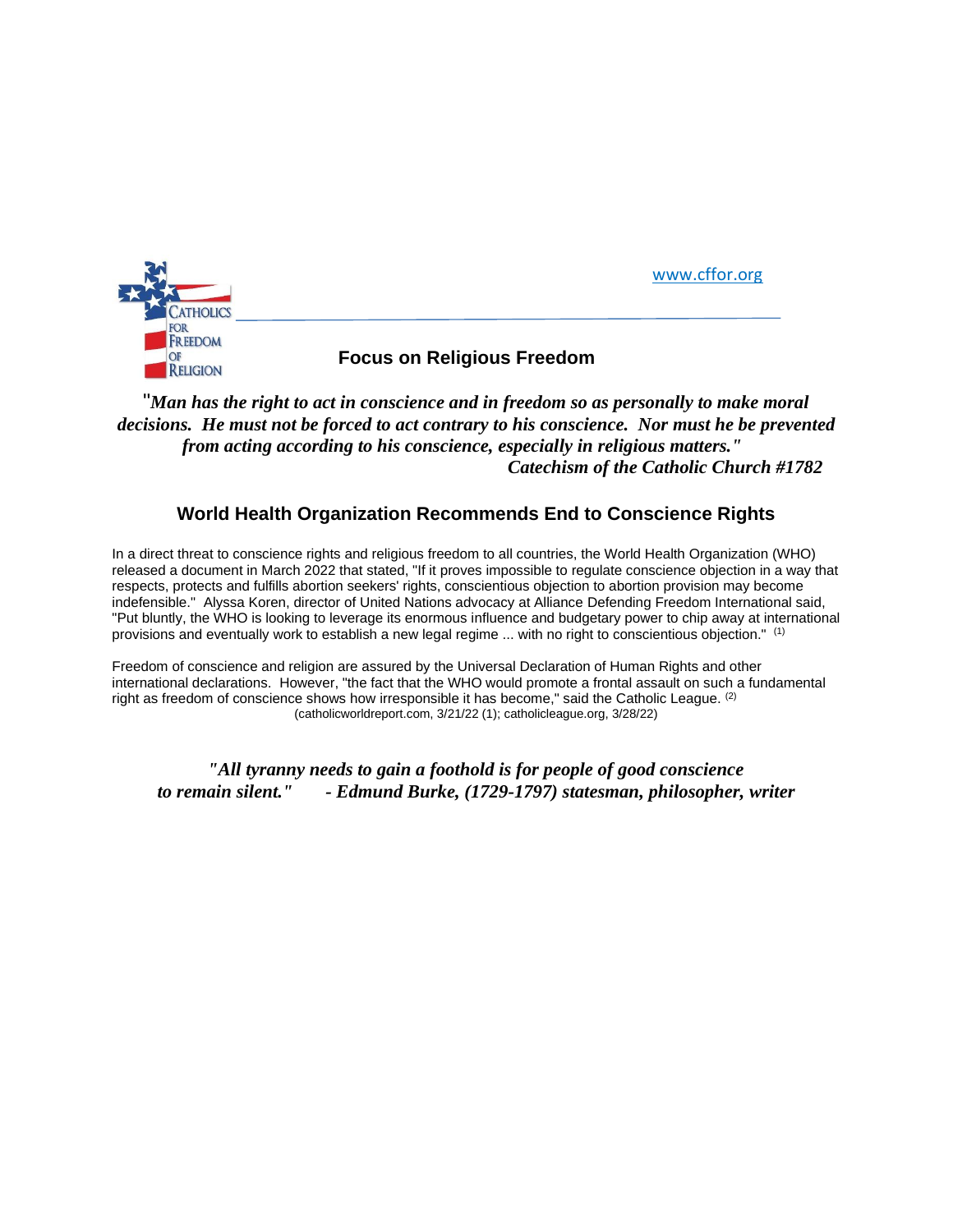CATHOLICS FOR FREEDOM OF RELIGION

www.cffor.org

## Focus on Religious Freedom

***"Man has the right to act in conscience and in freedom so as personally to make moral decisions. He must not be forced to act contrary to his conscience. Nor must he be prevented from acting according to his conscience, especially in religious matters."***
***Catechism of the Catholic Church #1782***

## World Health Organization Recommends End to Conscience Rights

In a direct threat to conscience rights and religious freedom to all countries, the World Health Organization (WHO) released a document in March 2022 that stated, "If it proves impossible to regulate conscience objection in a way that respects, protects and fulfills abortion seekers' rights, conscientious objection to abortion provision may become indefensible." Alyssa Koren, director of United Nations advocacy at Alliance Defending Freedom International said, "Put bluntly, the WHO is looking to leverage its enormous influence and budgetary power to chip away at international provisions and eventually work to establish a new legal regime ... with no right to conscientious objection." (1)

Freedom of conscience and religion are assured by the Universal Declaration of Human Rights and other international declarations. However, "the fact that the WHO would promote a frontal assault on such a fundamental right as freedom of conscience shows how irresponsible it has become," said the Catholic League. (2)
(catholicworldreport.com, 3/21/22 (1); catholicleague.org, 3/28/22)

***"All tyranny needs to gain a foothold is for people of good conscience to remain silent."* *- Edmund Burke, (1729-1797) statesman, philosopher, writer***